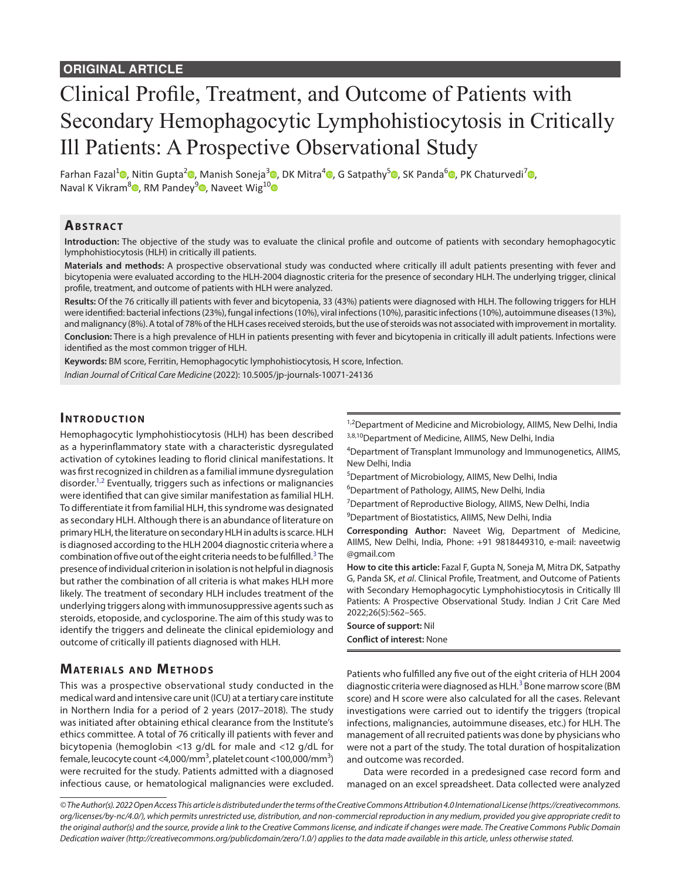**ORIGINAL ARTICLE**

# Clinical Profile, Treatment, and Outcome of Patients with Secondary Hemophagocytic Lymphohistiocytosis in Critically Ill Patients: A Prospective Observational Study

Farhan Fazal[1], Nitin Gupta[2], Manish Soneja[3], DK Mitra[4], G Satpathy[5], SK Panda[6], PK Chaturvedi[7], Naval K Vikram[8], RM Pandey[9], Naveet Wig[10]

## Abstract

**Introduction:** The objective of the study was to evaluate the clinical profile and outcome of patients with secondary hemophagocytic lymphohistiocytosis (HLH) in critically ill patients.

**Materials and methods:** A prospective observational study was conducted where critically ill adult patients presenting with fever and bicytopenia were evaluated according to the HLH-2004 diagnostic criteria for the presence of secondary HLH. The underlying trigger, clinical profile, treatment, and outcome of patients with HLH were analyzed.

**Results:** Of the 76 critically ill patients with fever and bicytopenia, 33 (43%) patients were diagnosed with HLH. The following triggers for HLH were identified: bacterial infections (23%), fungal infections (10%), viral infections (10%), parasitic infections (10%), autoimmune diseases (13%), and malignancy (8%). A total of 78% of the HLH cases received steroids, but the use of steroids was not associated with improvement in mortality.

**Conclusion:** There is a high prevalence of HLH in patients presenting with fever and bicytopenia in critically ill adult patients. Infections were identified as the most common trigger of HLH.

**Keywords:** BM score, Ferritin, Hemophagocytic lymphohistiocytosis, H score, Infection.

*Indian Journal of Critical Care Medicine* (2022): 10.5005/jp-journals-10071-24136

## Introduction

Hemophagocytic lymphohistiocytosis (HLH) has been described as a hyperinflammatory state with a characteristic dysregulated activation of cytokines leading to florid clinical manifestations. It was first recognized in children as a familial immune dysregulation disorder.[1,2] Eventually, triggers such as infections or malignancies were identified that can give similar manifestation as familial HLH. To differentiate it from familial HLH, this syndrome was designated as secondary HLH. Although there is an abundance of literature on primary HLH, the literature on secondary HLH in adults is scarce. HLH is diagnosed according to the HLH 2004 diagnostic criteria where a combination of five out of the eight criteria needs to be fulfilled.[3] The presence of individual criterion in isolation is not helpful in diagnosis but rather the combination of all criteria is what makes HLH more likely. The treatment of secondary HLH includes treatment of the underlying triggers along with immunosuppressive agents such as steroids, etoposide, and cyclosporine. The aim of this study was to identify the triggers and delineate the clinical epidemiology and outcome of critically ill patients diagnosed with HLH.

## Materials and Methods

This was a prospective observational study conducted in the medical ward and intensive care unit (ICU) at a tertiary care institute in Northern India for a period of 2 years (2017–2018). The study was initiated after obtaining ethical clearance from the Institute's ethics committee. A total of 76 critically ill patients with fever and bicytopenia (hemoglobin <13 g/dL for male and <12 g/dL for female, leucocyte count <4,000/mm$^3$, platelet count <100,000/mm$^3$) were recruited for the study. Patients admitted with a diagnosed infectious cause, or hematological malignancies were excluded. Patients who fulfilled any five out of the eight criteria of HLH 2004 diagnostic criteria were diagnosed as HLH.[3] Bone marrow score (BM score) and H score were also calculated for all the cases. Relevant investigations were carried out to identify the triggers (tropical infections, malignancies, autoimmune diseases, etc.) for HLH. The management of all recruited patients was done by physicians who were not a part of the study. The total duration of hospitalization and outcome was recorded.

Data were recorded in a predesigned case record form and managed on an excel spreadsheet. Data collected were analyzed

---

[1,2]Department of Medicine and Microbiology, AIIMS, New Delhi, India

[3,8,10]Department of Medicine, AIIMS, New Delhi, India

[4]Department of Transplant Immunology and Immunogenetics, AIIMS, New Delhi, India

[5]Department of Microbiology, AIIMS, New Delhi, India

[6]Department of Pathology, AIIMS, New Delhi, India

[7]Department of Reproductive Biology, AIIMS, New Delhi, India

[9]Department of Biostatistics, AIIMS, New Delhi, India

**Corresponding Author:** Naveet Wig, Department of Medicine, AIIMS, New Delhi, India, Phone: +91 9818449310, e-mail: naveetwig@gmail.com

**How to cite this article:** Fazal F, Gupta N, Soneja M, Mitra DK, Satpathy G, Panda SK, *et al*. Clinical Profile, Treatment, and Outcome of Patients with Secondary Hemophagocytic Lymphohistiocytosis in Critically Ill Patients: A Prospective Observational Study. Indian J Crit Care Med 2022;26(5):562–565.

**Source of support:** Nil

**Conflict of interest:** None

---

*© The Author(s). 2022 Open Access This article is distributed under the terms of the Creative Commons Attribution 4.0 International License (https://creativecommons.org/licenses/by-nc/4.0/), which permits unrestricted use, distribution, and non-commercial reproduction in any medium, provided you give appropriate credit to the original author(s) and the source, provide a link to the Creative Commons license, and indicate if changes were made. The Creative Commons Public Domain Dedication waiver (http://creativecommons.org/publicdomain/zero/1.0/) applies to the data made available in this article, unless otherwise stated.*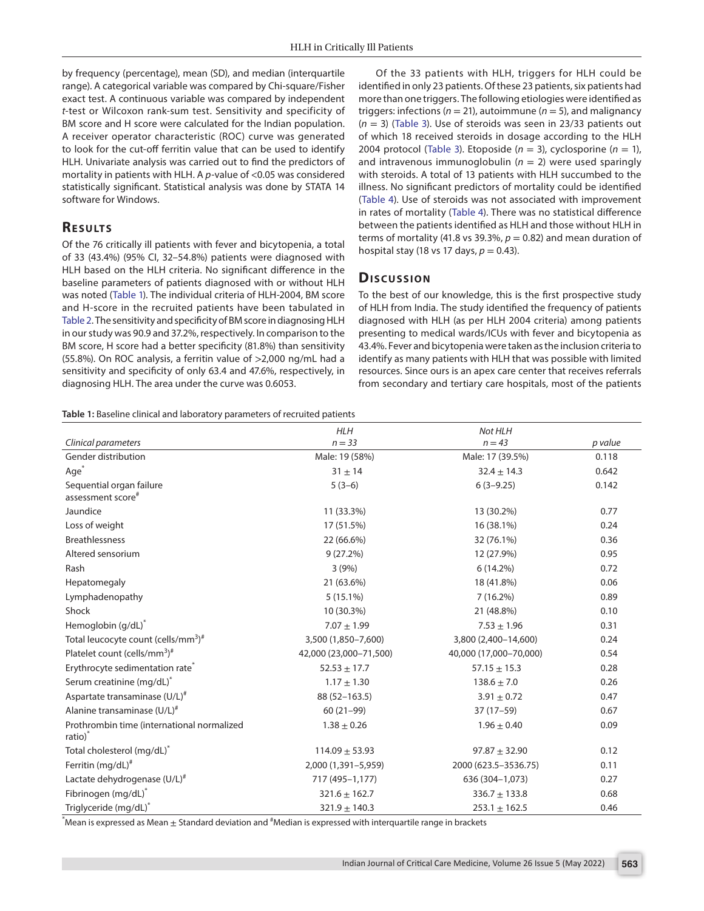by frequency (percentage), mean (SD), and median (interquartile range). A categorical variable was compared by Chi-square/Fisher exact test. A continuous variable was compared by independent *t*-test or Wilcoxon rank-sum test. Sensitivity and specificity of BM score and H score were calculated for the Indian population. A receiver operator characteristic (ROC) curve was generated to look for the cut-off ferritin value that can be used to identify HLH. Univariate analysis was carried out to find the predictors of mortality in patients with HLH. A *p*-value of <0.05 was considered statistically significant. Statistical analysis was done by STATA 14 software for Windows.

## Results

Of the 76 critically ill patients with fever and bicytopenia, a total of 33 (43.4%) (95% CI, 32–54.8%) patients were diagnosed with HLH based on the HLH criteria. No significant difference in the baseline parameters of patients diagnosed with or without HLH was noted (Table 1). The individual criteria of HLH-2004, BM score and H-score in the recruited patients have been tabulated in Table 2. The sensitivity and specificity of BM score in diagnosing HLH in our study was 90.9 and 37.2%, respectively. In comparison to the BM score, H score had a better specificity (81.8%) than sensitivity (55.8%). On ROC analysis, a ferritin value of >2,000 ng/mL had a sensitivity and specificity of only 63.4 and 47.6%, respectively, in diagnosing HLH. The area under the curve was 0.6053.

Of the 33 patients with HLH, triggers for HLH could be identified in only 23 patients. Of these 23 patients, six patients had more than one triggers. The following etiologies were identified as triggers: infections ($n = 21$), autoimmune ($n = 5$), and malignancy ($n = 3$) (Table 3). Use of steroids was seen in 23/33 patients out of which 18 received steroids in dosage according to the HLH 2004 protocol (Table 3). Etoposide ($n = 3$), cyclosporine ($n = 1$), and intravenous immunoglobulin ($n = 2$) were used sparingly with steroids. A total of 13 patients with HLH succumbed to the illness. No significant predictors of mortality could be identified (Table 4). Use of steroids was not associated with improvement in rates of mortality (Table 4). There was no statistical difference between the patients identified as HLH and those without HLH in terms of mortality (41.8 vs 39.3%, $p = 0.82$) and mean duration of hospital stay (18 vs 17 days, $p = 0.43$).

## Discussion

To the best of our knowledge, this is the first prospective study of HLH from India. The study identified the frequency of patients diagnosed with HLH (as per HLH 2004 criteria) among patients presenting to medical wards/ICUs with fever and bicytopenia as 43.4%. Fever and bicytopenia were taken as the inclusion criteria to identify as many patients with HLH that was possible with limited resources. Since ours is an apex care center that receives referrals from secondary and tertiary care hospitals, most of the patients

**Table 1:** Baseline clinical and laboratory parameters of recruited patients

| *Clinical parameters* | *HLH* $n = 33$ | *Not HLH* $n = 43$ | *p value* |
|---|---|---|---|
| Gender distribution | Male: 19 (58%) | Male: 17 (39.5%) | 0.118 |
| Age* | $31 \pm 14$ | $32.4 \pm 14.3$ | 0.642 |
| Sequential organ failure assessment score# | 5 (3–6) | 6 (3–9.25) | 0.142 |
| Jaundice | 11 (33.3%) | 13 (30.2%) | 0.77 |
| Loss of weight | 17 (51.5%) | 16 (38.1%) | 0.24 |
| Breathlessness | 22 (66.6%) | 32 (76.1%) | 0.36 |
| Altered sensorium | 9 (27.2%) | 12 (27.9%) | 0.95 |
| Rash | 3 (9%) | 6 (14.2%) | 0.72 |
| Hepatomegaly | 21 (63.6%) | 18 (41.8%) | 0.06 |
| Lymphadenopathy | 5 (15.1%) | 7 (16.2%) | 0.89 |
| Shock | 10 (30.3%) | 21 (48.8%) | 0.10 |
| Hemoglobin (g/dL)* | $7.07 \pm 1.99$ | $7.53 \pm 1.96$ | 0.31 |
| Total leucocyte count (cells/mm$^3$)# | 3,500 (1,850–7,600) | 3,800 (2,400–14,600) | 0.24 |
| Platelet count (cells/mm$^3$)# | 42,000 (23,000–71,500) | 40,000 (17,000–70,000) | 0.54 |
| Erythrocyte sedimentation rate* | $52.53 \pm 17.7$ | $57.15 \pm 15.3$ | 0.28 |
| Serum creatinine (mg/dL)* | $1.17 \pm 1.30$ | $138.6 \pm 7.0$ | 0.26 |
| Aspartate transaminase (U/L)# | 88 (52–163.5) | $3.91 \pm 0.72$ | 0.47 |
| Alanine transaminase (U/L)# | 60 (21–99) | 37 (17–59) | 0.67 |
| Prothrombin time (international normalized ratio)* | $1.38 \pm 0.26$ | $1.96 \pm 0.40$ | 0.09 |
| Total cholesterol (mg/dL)* | $114.09 \pm 53.93$ | $97.87 \pm 32.90$ | 0.12 |
| Ferritin (mg/dL)# | 2,000 (1,391–5,959) | 2000 (623.5–3536.75) | 0.11 |
| Lactate dehydrogenase (U/L)# | 717 (495–1,177) | 636 (304–1,073) | 0.27 |
| Fibrinogen (mg/dL)* | $321.6 \pm 162.7$ | $336.7 \pm 133.8$ | 0.68 |
| Triglyceride (mg/dL)* | $321.9 \pm 140.3$ | $253.1 \pm 162.5$ | 0.46 |

*Mean is expressed as Mean ± Standard deviation and #Median is expressed with interquartile range in brackets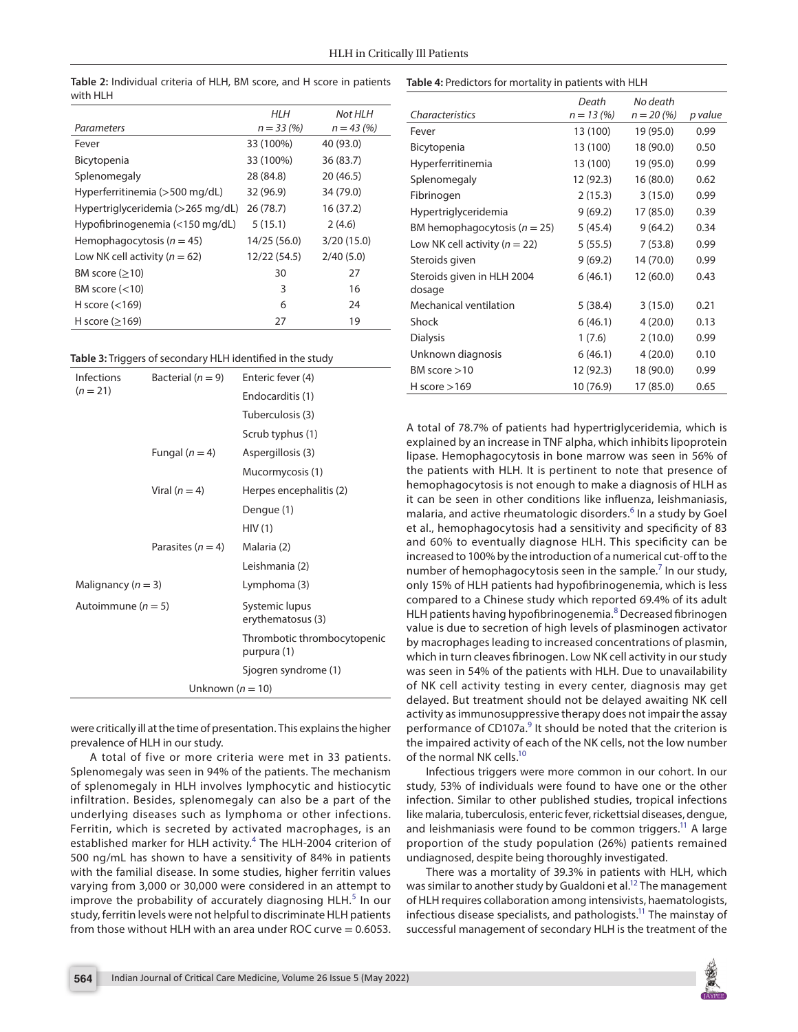**Table 2:** Individual criteria of HLH, BM score, and H score in patients with HLH

| Parameters | HLH $n = 33$ (%) | Not HLH $n = 43$ (%) |
|---|---|---|
| Fever | 33 (100%) | 40 (93.0) |
| Bicytopenia | 33 (100%) | 36 (83.7) |
| Splenomegaly | 28 (84.8) | 20 (46.5) |
| Hyperferritinemia (>500 mg/dL) | 32 (96.9) | 34 (79.0) |
| Hypertriglyceridemia (>265 mg/dL) | 26 (78.7) | 16 (37.2) |
| Hypofibrinogenemia (<150 mg/dL) | 5 (15.1) | 2 (4.6) |
| Hemophagocytosis ($n = 45$) | 14/25 (56.0) | 3/20 (15.0) |
| Low NK cell activity ($n = 62$) | 12/22 (54.5) | 2/40 (5.0) |
| BM score (≥10) | 30 | 27 |
| BM score (<10) | 3 | 16 |
| H score (<169) | 6 | 24 |
| H score (≥169) | 27 | 19 |

**Table 3:** Triggers of secondary HLH identified in the study

| | | |
|---|---|---|
| Infections ($n = 21$) | Bacterial ($n = 9$) | Enteric fever (4) |
| | | Endocarditis (1) |
| | | Tuberculosis (3) |
| | | Scrub typhus (1) |
| | Fungal ($n = 4$) | Aspergillosis (3) |
| | | Mucormycosis (1) |
| | Viral ($n = 4$) | Herpes encephalitis (2) |
| | | Dengue (1) |
| | | HIV (1) |
| | Parasites ($n = 4$) | Malaria (2) |
| | | Leishmania (2) |
| Malignancy ($n = 3$) | | Lymphoma (3) |
| Autoimmune ($n = 5$) | | Systemic lupus erythematosus (3) |
| | | Thrombotic thrombocytopenic purpura (1) |
| | | Sjogren syndrome (1) |
| Unknown ($n = 10$) | | |

were critically ill at the time of presentation. This explains the higher prevalence of HLH in our study.

A total of five or more criteria were met in 33 patients. Splenomegaly was seen in 94% of the patients. The mechanism of splenomegaly in HLH involves lymphocytic and histiocytic infiltration. Besides, splenomegaly can also be a part of the underlying diseases such as lymphoma or other infections. Ferritin, which is secreted by activated macrophages, is an established marker for HLH activity.[4] The HLH-2004 criterion of 500 ng/mL has shown to have a sensitivity of 84% in patients with the familial disease. In some studies, higher ferritin values varying from 3,000 or 30,000 were considered in an attempt to improve the probability of accurately diagnosing HLH.[5] In our study, ferritin levels were not helpful to discriminate HLH patients from those without HLH with an area under ROC curve = 0.6053.

**Table 4:** Predictors for mortality in patients with HLH

| Characteristics | Death $n = 13$ (%) | No death $n = 20$ (%) | p value |
|---|---|---|---|
| Fever | 13 (100) | 19 (95.0) | 0.99 |
| Bicytopenia | 13 (100) | 18 (90.0) | 0.50 |
| Hyperferritinemia | 13 (100) | 19 (95.0) | 0.99 |
| Splenomegaly | 12 (92.3) | 16 (80.0) | 0.62 |
| Fibrinogen | 2 (15.3) | 3 (15.0) | 0.99 |
| Hypertriglyceridemia | 9 (69.2) | 17 (85.0) | 0.39 |
| BM hemophagocytosis ($n = 25$) | 5 (45.4) | 9 (64.2) | 0.34 |
| Low NK cell activity ($n = 22$) | 5 (55.5) | 7 (53.8) | 0.99 |
| Steroids given | 9 (69.2) | 14 (70.0) | 0.99 |
| Steroids given in HLH 2004 dosage | 6 (46.1) | 12 (60.0) | 0.43 |
| Mechanical ventilation | 5 (38.4) | 3 (15.0) | 0.21 |
| Shock | 6 (46.1) | 4 (20.0) | 0.13 |
| Dialysis | 1 (7.6) | 2 (10.0) | 0.99 |
| Unknown diagnosis | 6 (46.1) | 4 (20.0) | 0.10 |
| BM score >10 | 12 (92.3) | 18 (90.0) | 0.99 |
| H score >169 | 10 (76.9) | 17 (85.0) | 0.65 |

A total of 78.7% of patients had hypertriglyceridemia, which is explained by an increase in TNF alpha, which inhibits lipoprotein lipase. Hemophagocytosis in bone marrow was seen in 56% of the patients with HLH. It is pertinent to note that presence of hemophagocytosis is not enough to make a diagnosis of HLH as it can be seen in other conditions like influenza, leishmaniasis, malaria, and active rheumatologic disorders.[6] In a study by Goel et al., hemophagocytosis had a sensitivity and specificity of 83 and 60% to eventually diagnose HLH. This specificity can be increased to 100% by the introduction of a numerical cut-off to the number of hemophagocytosis seen in the sample.[7] In our study, only 15% of HLH patients had hypofibrinogenemia, which is less compared to a Chinese study which reported 69.4% of its adult HLH patients having hypofibrinogenemia.[8] Decreased fibrinogen value is due to secretion of high levels of plasminogen activator by macrophages leading to increased concentrations of plasmin, which in turn cleaves fibrinogen. Low NK cell activity in our study was seen in 54% of the patients with HLH. Due to unavailability of NK cell activity testing in every center, diagnosis may get delayed. But treatment should not be delayed awaiting NK cell activity as immunosuppressive therapy does not impair the assay performance of CD107a.[9] It should be noted that the criterion is the impaired activity of each of the NK cells, not the low number of the normal NK cells.[10]

Infectious triggers were more common in our cohort. In our study, 53% of individuals were found to have one or the other infection. Similar to other published studies, tropical infections like malaria, tuberculosis, enteric fever, rickettsial diseases, dengue, and leishmaniasis were found to be common triggers.[11] A large proportion of the study population (26%) patients remained undiagnosed, despite being thoroughly investigated.

There was a mortality of 39.3% in patients with HLH, which was similar to another study by Gualdoni et al.[12] The management of HLH requires collaboration among intensivists, haematologists, infectious disease specialists, and pathologists.[11] The mainstay of successful management of secondary HLH is the treatment of the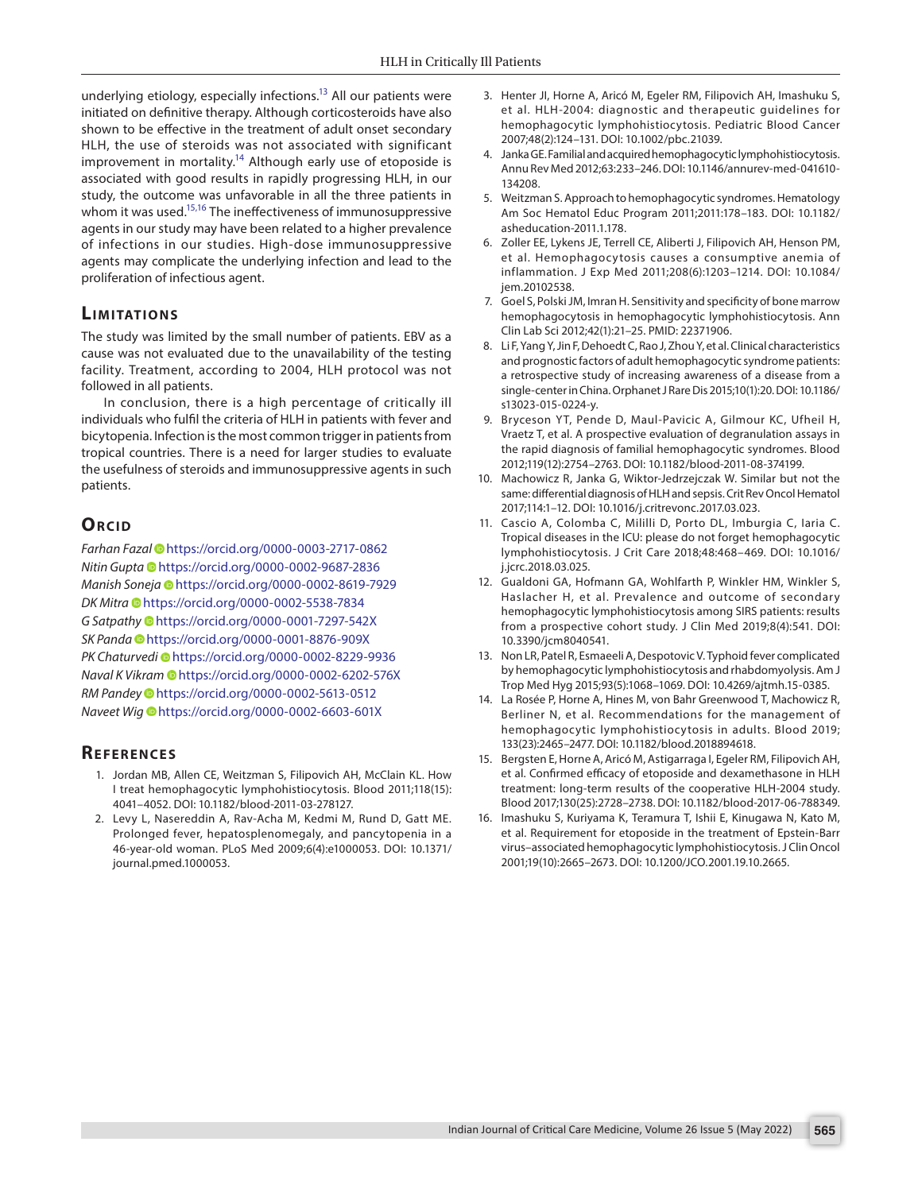underlying etiology, especially infections.[13] All our patients were initiated on definitive therapy. Although corticosteroids have also shown to be effective in the treatment of adult onset secondary HLH, the use of steroids was not associated with significant improvement in mortality.[14] Although early use of etoposide is associated with good results in rapidly progressing HLH, in our study, the outcome was unfavorable in all the three patients in whom it was used.[15,16] The ineffectiveness of immunosuppressive agents in our study may have been related to a higher prevalence of infections in our studies. High-dose immunosuppressive agents may complicate the underlying infection and lead to the proliferation of infectious agent.

## Limitations

The study was limited by the small number of patients. EBV as a cause was not evaluated due to the unavailability of the testing facility. Treatment, according to 2004, HLH protocol was not followed in all patients.

In conclusion, there is a high percentage of critically ill individuals who fulfil the criteria of HLH in patients with fever and bicytopenia. Infection is the most common trigger in patients from tropical countries. There is a need for larger studies to evaluate the usefulness of steroids and immunosuppressive agents in such patients.

## Orcid

*Farhan Fazal* https://orcid.org/0000-0003-2717-0862
*Nitin Gupta* https://orcid.org/0000-0002-9687-2836
*Manish Soneja* https://orcid.org/0000-0002-8619-7929
*DK Mitra* https://orcid.org/0000-0002-5538-7834
*G Satpathy* https://orcid.org/0000-0001-7297-542X
*SK Panda* https://orcid.org/0000-0001-8876-909X
*PK Chaturvedi* https://orcid.org/0000-0002-8229-9936
*Naval K Vikram* https://orcid.org/0000-0002-6202-576X
*RM Pandey* https://orcid.org/0000-0002-5613-0512
*Naveet Wig* https://orcid.org/0000-0002-6603-601X

## References

1. Jordan MB, Allen CE, Weitzman S, Filipovich AH, McClain KL. How I treat hemophagocytic lymphohistiocytosis. Blood 2011;118(15):4041–4052. DOI: 10.1182/blood-2011-03-278127.
2. Levy L, Nasereddin A, Rav-Acha M, Kedmi M, Rund D, Gatt ME. Prolonged fever, hepatosplenomegaly, and pancytopenia in a 46-year-old woman. PLoS Med 2009;6(4):e1000053. DOI: 10.1371/journal.pmed.1000053.
3. Henter JI, Horne A, Aricó M, Egeler RM, Filipovich AH, Imashuku S, et al. HLH-2004: diagnostic and therapeutic guidelines for hemophagocytic lymphohistiocytosis. Pediatric Blood Cancer 2007;48(2):124–131. DOI: 10.1002/pbc.21039.
4. Janka GE. Familial and acquired hemophagocytic lymphohistiocytosis. Annu Rev Med 2012;63:233–246. DOI: 10.1146/annurev-med-041610-134208.
5. Weitzman S. Approach to hemophagocytic syndromes. Hematology Am Soc Hematol Educ Program 2011;2011:178–183. DOI: 10.1182/asheducation-2011.1.178.
6. Zoller EE, Lykens JE, Terrell CE, Aliberti J, Filipovich AH, Henson PM, et al. Hemophagocytosis causes a consumptive anemia of inflammation. J Exp Med 2011;208(6):1203–1214. DOI: 10.1084/jem.20102538.
7. Goel S, Polski JM, Imran H. Sensitivity and specificity of bone marrow hemophagocytosis in hemophagocytic lymphohistiocytosis. Ann Clin Lab Sci 2012;42(1):21–25. PMID: 22371906.
8. Li F, Yang Y, Jin F, Dehoedt C, Rao J, Zhou Y, et al. Clinical characteristics and prognostic factors of adult hemophagocytic syndrome patients: a retrospective study of increasing awareness of a disease from a single-center in China. Orphanet J Rare Dis 2015;10(1):20. DOI: 10.1186/s13023-015-0224-y.
9. Bryceson YT, Pende D, Maul-Pavicic A, Gilmour KC, Ufheil H, Vraetz T, et al. A prospective evaluation of degranulation assays in the rapid diagnosis of familial hemophagocytic syndromes. Blood 2012;119(12):2754–2763. DOI: 10.1182/blood-2011-08-374199.
10. Machowicz R, Janka G, Wiktor-Jedrzejczak W. Similar but not the same: differential diagnosis of HLH and sepsis. Crit Rev Oncol Hematol 2017;114:1–12. DOI: 10.1016/j.critrevonc.2017.03.023.
11. Cascio A, Colomba C, Mililli D, Porto DL, Imburgia C, Iaria C. Tropical diseases in the ICU: please do not forget hemophagocytic lymphohistiocytosis. J Crit Care 2018;48:468–469. DOI: 10.1016/j.jcrc.2018.03.025.
12. Gualdoni GA, Hofmann GA, Wohlfarth P, Winkler HM, Winkler S, Haslacher H, et al. Prevalence and outcome of secondary hemophagocytic lymphohistiocytosis among SIRS patients: results from a prospective cohort study. J Clin Med 2019;8(4):541. DOI: 10.3390/jcm8040541.
13. Non LR, Patel R, Esmaeeli A, Despotovic V. Typhoid fever complicated by hemophagocytic lymphohistiocytosis and rhabdomyolysis. Am J Trop Med Hyg 2015;93(5):1068–1069. DOI: 10.4269/ajtmh.15-0385.
14. La Rosée P, Horne A, Hines M, von Bahr Greenwood T, Machowicz R, Berliner N, et al. Recommendations for the management of hemophagocytic lymphohistiocytosis in adults. Blood 2019;133(23):2465–2477. DOI: 10.1182/blood.2018894618.
15. Bergsten E, Horne A, Aricó M, Astigarraga I, Egeler RM, Filipovich AH, et al. Confirmed efficacy of etoposide and dexamethasone in HLH treatment: long-term results of the cooperative HLH-2004 study. Blood 2017;130(25):2728–2738. DOI: 10.1182/blood-2017-06-788349.
16. Imashuku S, Kuriyama K, Teramura T, Ishii E, Kinugawa N, Kato M, et al. Requirement for etoposide in the treatment of Epstein-Barr virus–associated hemophagocytic lymphohistiocytosis. J Clin Oncol 2001;19(10):2665–2673. DOI: 10.1200/JCO.2001.19.10.2665.